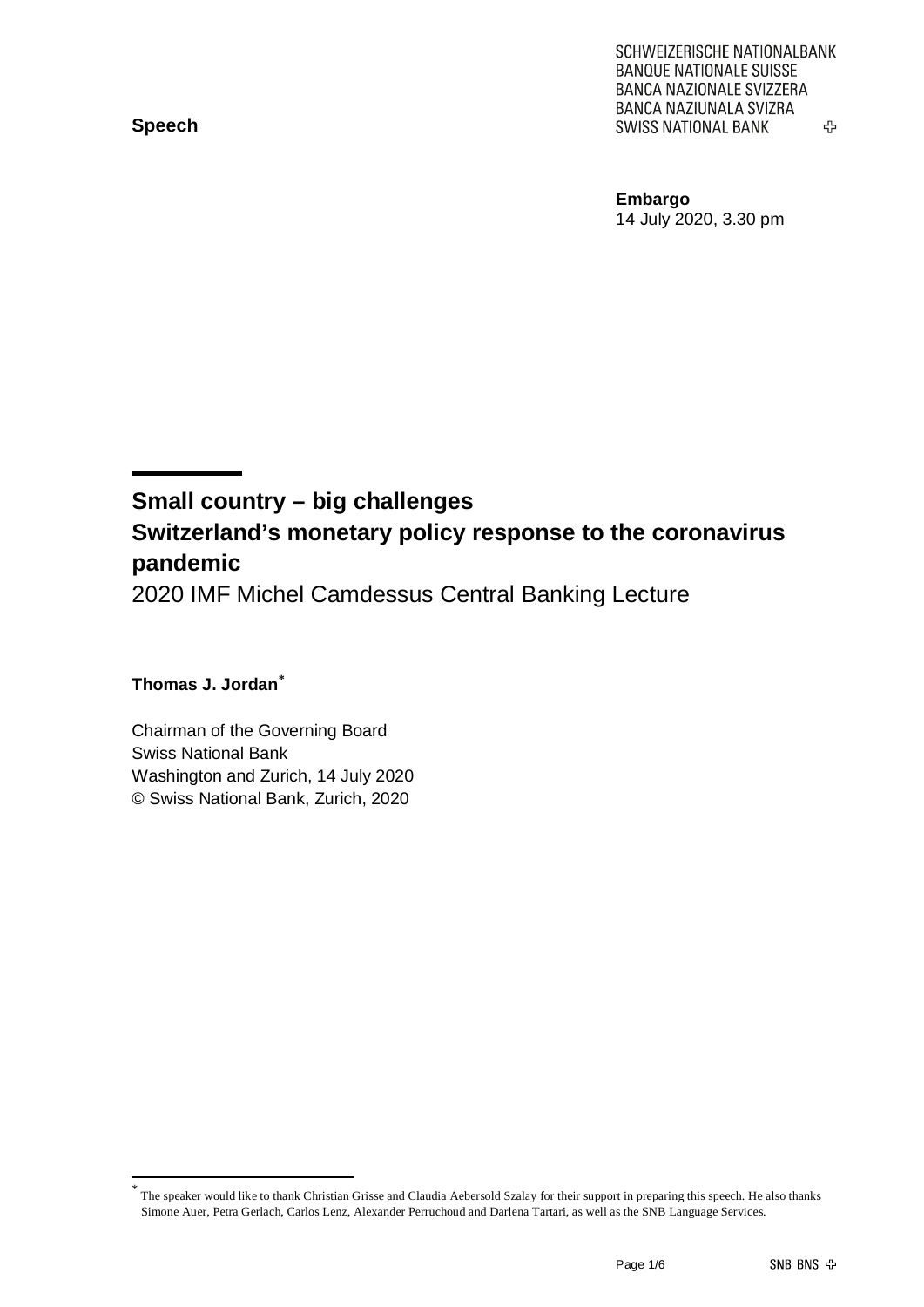**Speech**

SCHWEIZERISCHE NATIONALBANK
BANQUE NATIONALE SUISSE
BANCA NAZIONALE SVIZZERA
BANCA NAZIUNALA SVIZRA
SWISS NATIONAL BANK

**Embargo**
14 July 2020, 3.30 pm

# Small country – big challenges
# Switzerland's monetary policy response to the coronavirus pandemic

2020 IMF Michel Camdessus Central Banking Lecture

**Thomas J. Jordan***

Chairman of the Governing Board
Swiss National Bank
Washington and Zurich, 14 July 2020
© Swiss National Bank, Zurich, 2020

* The speaker would like to thank Christian Grisse and Claudia Aebersold Szalay for their support in preparing this speech. He also thanks Simone Auer, Petra Gerlach, Carlos Lenz, Alexander Perruchoud and Darlena Tartari, as well as the SNB Language Services.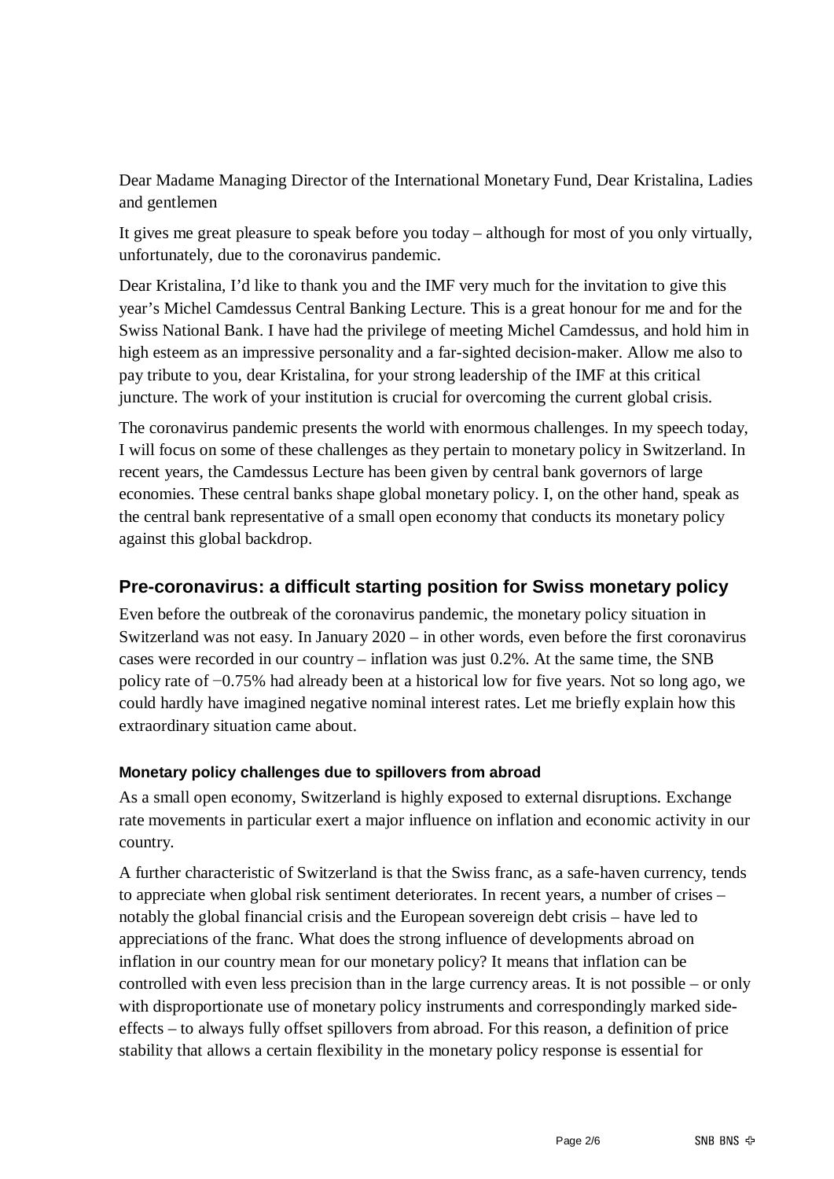Dear Madame Managing Director of the International Monetary Fund, Dear Kristalina, Ladies and gentlemen

It gives me great pleasure to speak before you today – although for most of you only virtually, unfortunately, due to the coronavirus pandemic.

Dear Kristalina, I'd like to thank you and the IMF very much for the invitation to give this year's Michel Camdessus Central Banking Lecture. This is a great honour for me and for the Swiss National Bank. I have had the privilege of meeting Michel Camdessus, and hold him in high esteem as an impressive personality and a far-sighted decision-maker. Allow me also to pay tribute to you, dear Kristalina, for your strong leadership of the IMF at this critical juncture. The work of your institution is crucial for overcoming the current global crisis.

The coronavirus pandemic presents the world with enormous challenges. In my speech today, I will focus on some of these challenges as they pertain to monetary policy in Switzerland. In recent years, the Camdessus Lecture has been given by central bank governors of large economies. These central banks shape global monetary policy. I, on the other hand, speak as the central bank representative of a small open economy that conducts its monetary policy against this global backdrop.

## Pre-coronavirus: a difficult starting position for Swiss monetary policy

Even before the outbreak of the coronavirus pandemic, the monetary policy situation in Switzerland was not easy. In January 2020 – in other words, even before the first coronavirus cases were recorded in our country – inflation was just 0.2%. At the same time, the SNB policy rate of −0.75% had already been at a historical low for five years. Not so long ago, we could hardly have imagined negative nominal interest rates. Let me briefly explain how this extraordinary situation came about.

### Monetary policy challenges due to spillovers from abroad

As a small open economy, Switzerland is highly exposed to external disruptions. Exchange rate movements in particular exert a major influence on inflation and economic activity in our country.

A further characteristic of Switzerland is that the Swiss franc, as a safe-haven currency, tends to appreciate when global risk sentiment deteriorates. In recent years, a number of crises – notably the global financial crisis and the European sovereign debt crisis – have led to appreciations of the franc. What does the strong influence of developments abroad on inflation in our country mean for our monetary policy? It means that inflation can be controlled with even less precision than in the large currency areas. It is not possible – or only with disproportionate use of monetary policy instruments and correspondingly marked side-effects – to always fully offset spillovers from abroad. For this reason, a definition of price stability that allows a certain flexibility in the monetary policy response is essential for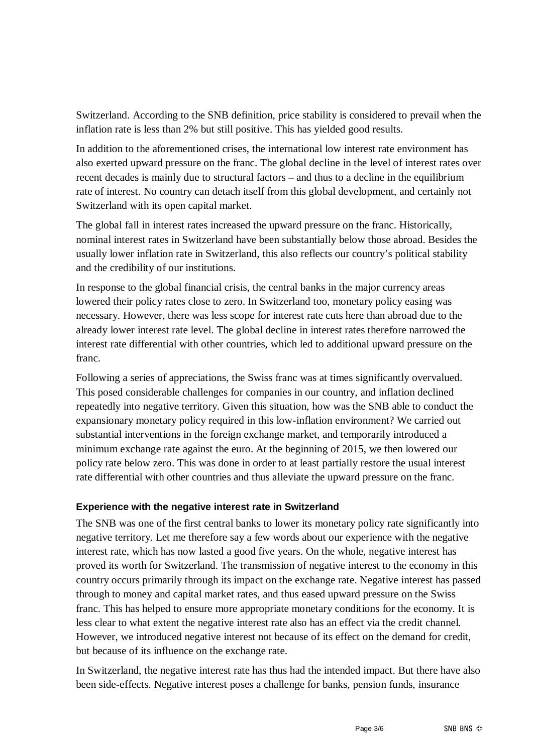Switzerland. According to the SNB definition, price stability is considered to prevail when the inflation rate is less than 2% but still positive. This has yielded good results.

In addition to the aforementioned crises, the international low interest rate environment has also exerted upward pressure on the franc. The global decline in the level of interest rates over recent decades is mainly due to structural factors – and thus to a decline in the equilibrium rate of interest. No country can detach itself from this global development, and certainly not Switzerland with its open capital market.

The global fall in interest rates increased the upward pressure on the franc. Historically, nominal interest rates in Switzerland have been substantially below those abroad. Besides the usually lower inflation rate in Switzerland, this also reflects our country's political stability and the credibility of our institutions.

In response to the global financial crisis, the central banks in the major currency areas lowered their policy rates close to zero. In Switzerland too, monetary policy easing was necessary. However, there was less scope for interest rate cuts here than abroad due to the already lower interest rate level. The global decline in interest rates therefore narrowed the interest rate differential with other countries, which led to additional upward pressure on the franc.

Following a series of appreciations, the Swiss franc was at times significantly overvalued. This posed considerable challenges for companies in our country, and inflation declined repeatedly into negative territory. Given this situation, how was the SNB able to conduct the expansionary monetary policy required in this low-inflation environment? We carried out substantial interventions in the foreign exchange market, and temporarily introduced a minimum exchange rate against the euro. At the beginning of 2015, we then lowered our policy rate below zero. This was done in order to at least partially restore the usual interest rate differential with other countries and thus alleviate the upward pressure on the franc.

### Experience with the negative interest rate in Switzerland

The SNB was one of the first central banks to lower its monetary policy rate significantly into negative territory. Let me therefore say a few words about our experience with the negative interest rate, which has now lasted a good five years. On the whole, negative interest has proved its worth for Switzerland. The transmission of negative interest to the economy in this country occurs primarily through its impact on the exchange rate. Negative interest has passed through to money and capital market rates, and thus eased upward pressure on the Swiss franc. This has helped to ensure more appropriate monetary conditions for the economy. It is less clear to what extent the negative interest rate also has an effect via the credit channel. However, we introduced negative interest not because of its effect on the demand for credit, but because of its influence on the exchange rate.

In Switzerland, the negative interest rate has thus had the intended impact. But there have also been side-effects. Negative interest poses a challenge for banks, pension funds, insurance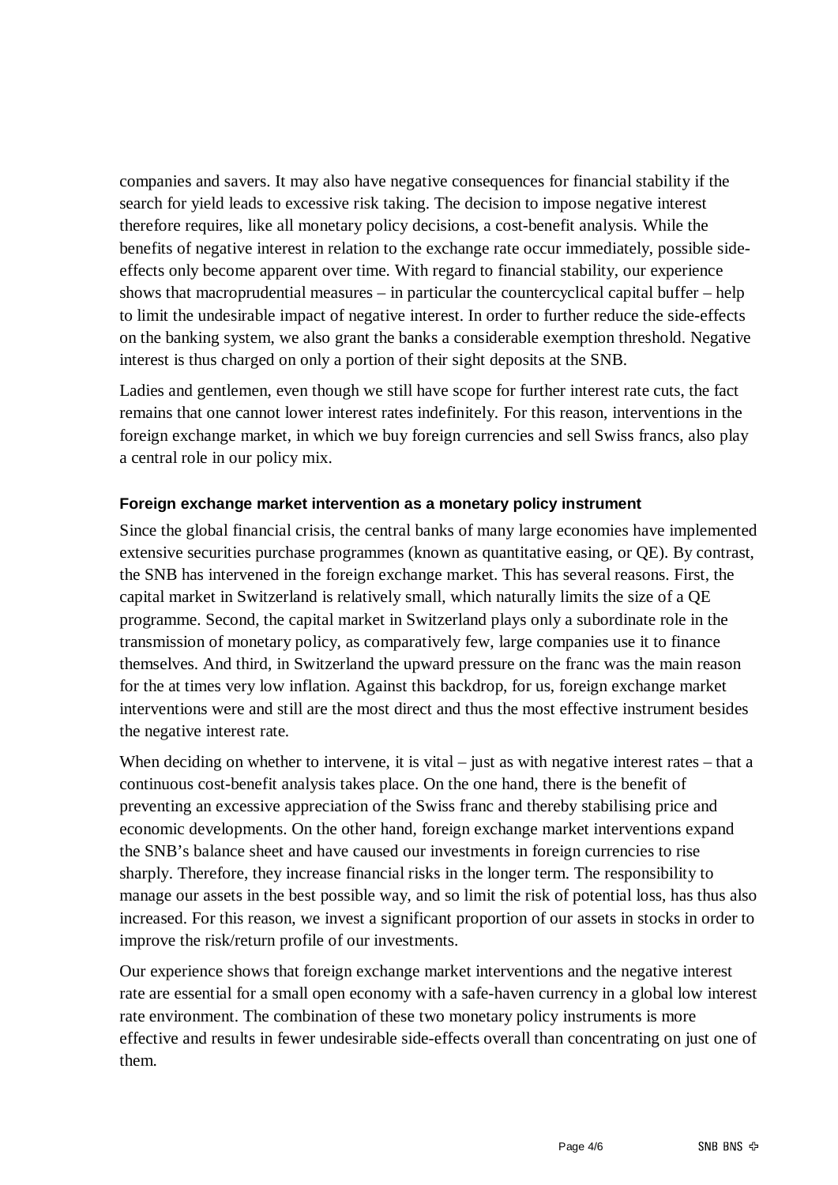companies and savers. It may also have negative consequences for financial stability if the search for yield leads to excessive risk taking. The decision to impose negative interest therefore requires, like all monetary policy decisions, a cost-benefit analysis. While the benefits of negative interest in relation to the exchange rate occur immediately, possible side-effects only become apparent over time. With regard to financial stability, our experience shows that macroprudential measures – in particular the countercyclical capital buffer – help to limit the undesirable impact of negative interest. In order to further reduce the side-effects on the banking system, we also grant the banks a considerable exemption threshold. Negative interest is thus charged on only a portion of their sight deposits at the SNB.

Ladies and gentlemen, even though we still have scope for further interest rate cuts, the fact remains that one cannot lower interest rates indefinitely. For this reason, interventions in the foreign exchange market, in which we buy foreign currencies and sell Swiss francs, also play a central role in our policy mix.

### Foreign exchange market intervention as a monetary policy instrument

Since the global financial crisis, the central banks of many large economies have implemented extensive securities purchase programmes (known as quantitative easing, or QE). By contrast, the SNB has intervened in the foreign exchange market. This has several reasons. First, the capital market in Switzerland is relatively small, which naturally limits the size of a QE programme. Second, the capital market in Switzerland plays only a subordinate role in the transmission of monetary policy, as comparatively few, large companies use it to finance themselves. And third, in Switzerland the upward pressure on the franc was the main reason for the at times very low inflation. Against this backdrop, for us, foreign exchange market interventions were and still are the most direct and thus the most effective instrument besides the negative interest rate.

When deciding on whether to intervene, it is vital – just as with negative interest rates – that a continuous cost-benefit analysis takes place. On the one hand, there is the benefit of preventing an excessive appreciation of the Swiss franc and thereby stabilising price and economic developments. On the other hand, foreign exchange market interventions expand the SNB's balance sheet and have caused our investments in foreign currencies to rise sharply. Therefore, they increase financial risks in the longer term. The responsibility to manage our assets in the best possible way, and so limit the risk of potential loss, has thus also increased. For this reason, we invest a significant proportion of our assets in stocks in order to improve the risk/return profile of our investments.

Our experience shows that foreign exchange market interventions and the negative interest rate are essential for a small open economy with a safe-haven currency in a global low interest rate environment. The combination of these two monetary policy instruments is more effective and results in fewer undesirable side-effects overall than concentrating on just one of them.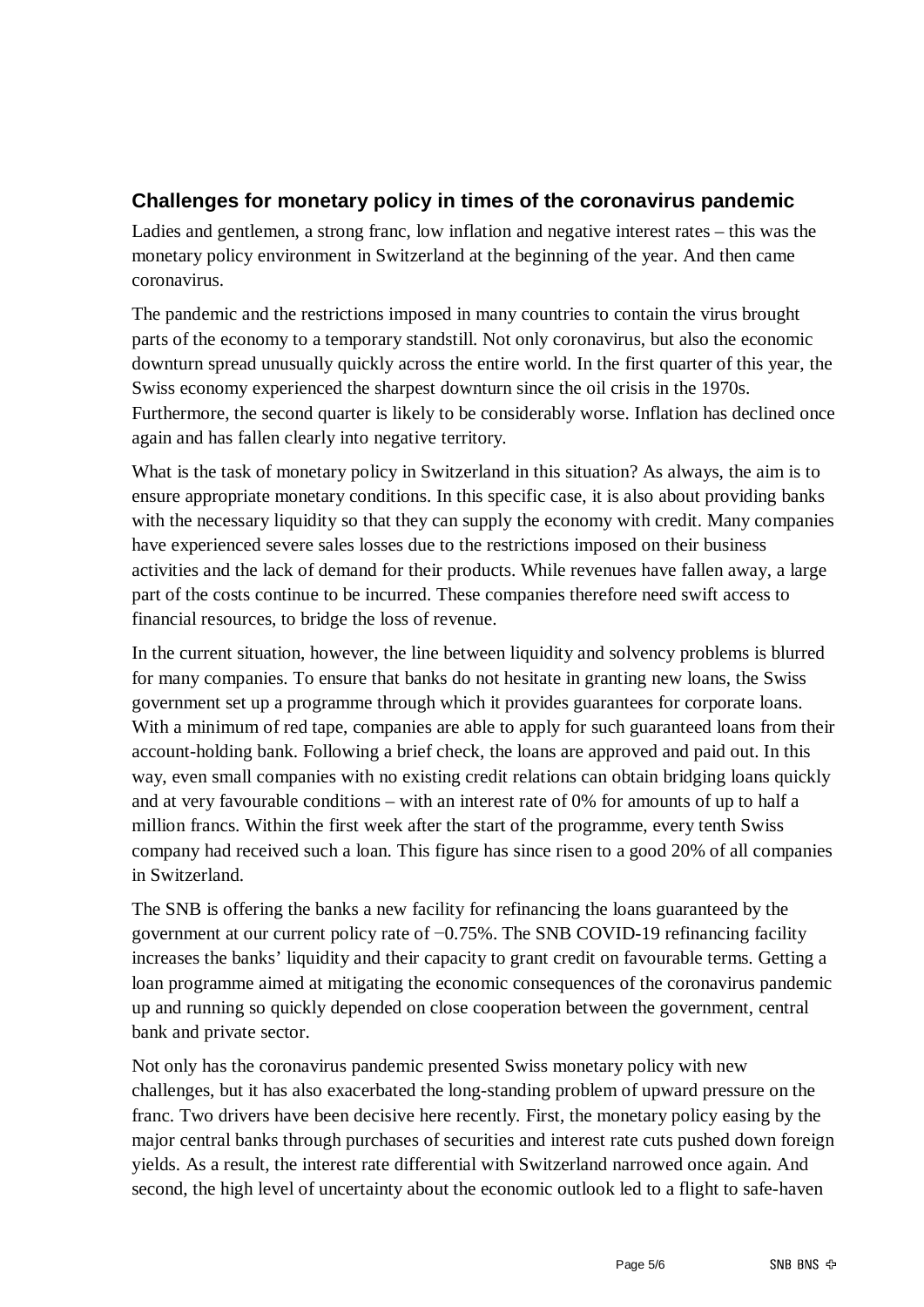## Challenges for monetary policy in times of the coronavirus pandemic

Ladies and gentlemen, a strong franc, low inflation and negative interest rates – this was the monetary policy environment in Switzerland at the beginning of the year. And then came coronavirus.

The pandemic and the restrictions imposed in many countries to contain the virus brought parts of the economy to a temporary standstill. Not only coronavirus, but also the economic downturn spread unusually quickly across the entire world. In the first quarter of this year, the Swiss economy experienced the sharpest downturn since the oil crisis in the 1970s. Furthermore, the second quarter is likely to be considerably worse. Inflation has declined once again and has fallen clearly into negative territory.

What is the task of monetary policy in Switzerland in this situation? As always, the aim is to ensure appropriate monetary conditions. In this specific case, it is also about providing banks with the necessary liquidity so that they can supply the economy with credit. Many companies have experienced severe sales losses due to the restrictions imposed on their business activities and the lack of demand for their products. While revenues have fallen away, a large part of the costs continue to be incurred. These companies therefore need swift access to financial resources, to bridge the loss of revenue.

In the current situation, however, the line between liquidity and solvency problems is blurred for many companies. To ensure that banks do not hesitate in granting new loans, the Swiss government set up a programme through which it provides guarantees for corporate loans. With a minimum of red tape, companies are able to apply for such guaranteed loans from their account-holding bank. Following a brief check, the loans are approved and paid out. In this way, even small companies with no existing credit relations can obtain bridging loans quickly and at very favourable conditions – with an interest rate of 0% for amounts of up to half a million francs. Within the first week after the start of the programme, every tenth Swiss company had received such a loan. This figure has since risen to a good 20% of all companies in Switzerland.

The SNB is offering the banks a new facility for refinancing the loans guaranteed by the government at our current policy rate of −0.75%. The SNB COVID-19 refinancing facility increases the banks' liquidity and their capacity to grant credit on favourable terms. Getting a loan programme aimed at mitigating the economic consequences of the coronavirus pandemic up and running so quickly depended on close cooperation between the government, central bank and private sector.

Not only has the coronavirus pandemic presented Swiss monetary policy with new challenges, but it has also exacerbated the long-standing problem of upward pressure on the franc. Two drivers have been decisive here recently. First, the monetary policy easing by the major central banks through purchases of securities and interest rate cuts pushed down foreign yields. As a result, the interest rate differential with Switzerland narrowed once again. And second, the high level of uncertainty about the economic outlook led to a flight to safe-haven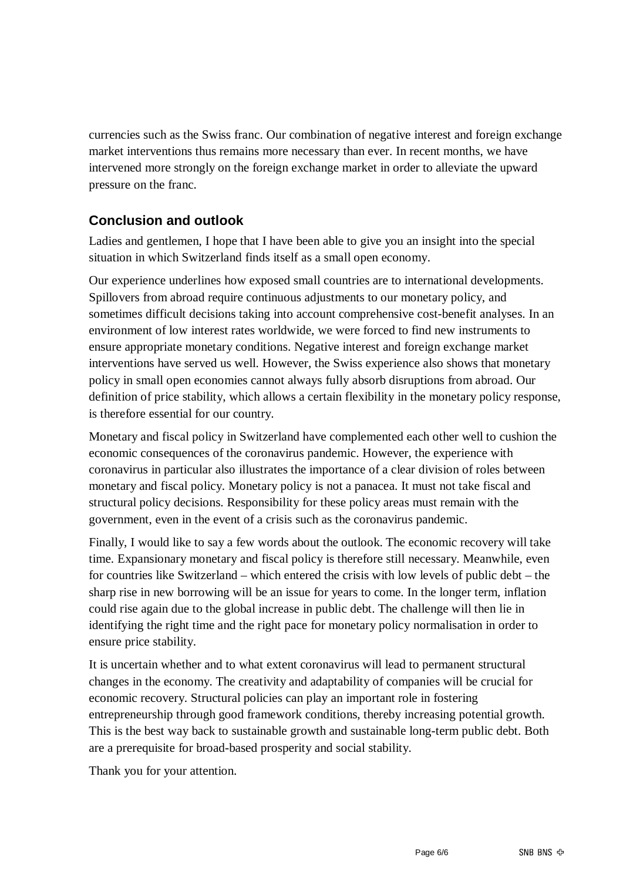currencies such as the Swiss franc. Our combination of negative interest and foreign exchange market interventions thus remains more necessary than ever. In recent months, we have intervened more strongly on the foreign exchange market in order to alleviate the upward pressure on the franc.

## Conclusion and outlook

Ladies and gentlemen, I hope that I have been able to give you an insight into the special situation in which Switzerland finds itself as a small open economy.

Our experience underlines how exposed small countries are to international developments. Spillovers from abroad require continuous adjustments to our monetary policy, and sometimes difficult decisions taking into account comprehensive cost-benefit analyses. In an environment of low interest rates worldwide, we were forced to find new instruments to ensure appropriate monetary conditions. Negative interest and foreign exchange market interventions have served us well. However, the Swiss experience also shows that monetary policy in small open economies cannot always fully absorb disruptions from abroad. Our definition of price stability, which allows a certain flexibility in the monetary policy response, is therefore essential for our country.

Monetary and fiscal policy in Switzerland have complemented each other well to cushion the economic consequences of the coronavirus pandemic. However, the experience with coronavirus in particular also illustrates the importance of a clear division of roles between monetary and fiscal policy. Monetary policy is not a panacea. It must not take fiscal and structural policy decisions. Responsibility for these policy areas must remain with the government, even in the event of a crisis such as the coronavirus pandemic.

Finally, I would like to say a few words about the outlook. The economic recovery will take time. Expansionary monetary and fiscal policy is therefore still necessary. Meanwhile, even for countries like Switzerland – which entered the crisis with low levels of public debt – the sharp rise in new borrowing will be an issue for years to come. In the longer term, inflation could rise again due to the global increase in public debt. The challenge will then lie in identifying the right time and the right pace for monetary policy normalisation in order to ensure price stability.

It is uncertain whether and to what extent coronavirus will lead to permanent structural changes in the economy. The creativity and adaptability of companies will be crucial for economic recovery. Structural policies can play an important role in fostering entrepreneurship through good framework conditions, thereby increasing potential growth. This is the best way back to sustainable growth and sustainable long-term public debt. Both are a prerequisite for broad-based prosperity and social stability.

Thank you for your attention.